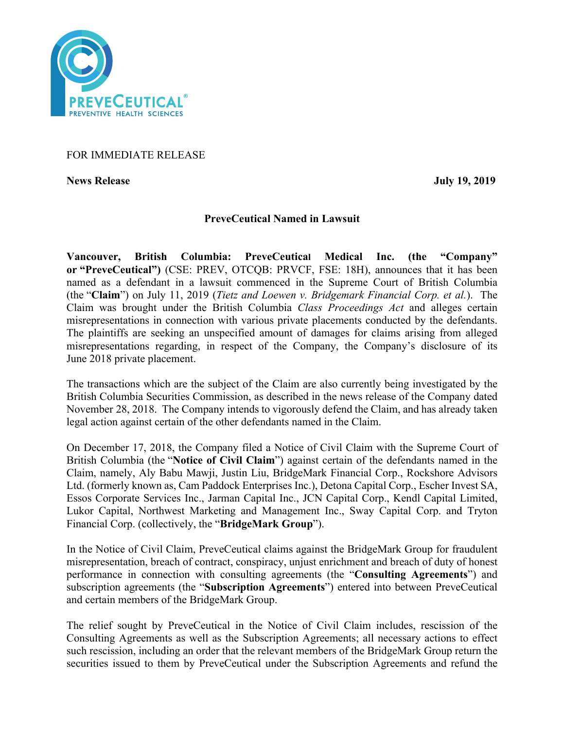FOR IMMEDIATE RELEASE

**News Release** **July 19, 2019**

## PreveCeutical Named in Lawsuit

**Vancouver, British Columbia: PreveCeutical Medical Inc. (the "Company" or "PreveCeutical")** (CSE: PREV, OTCQB: PRVCF, FSE: 18H), announces that it has been named as a defendant in a lawsuit commenced in the Supreme Court of British Columbia (the "**Claim**") on July 11, 2019 (*Tietz and Loewen v. Bridgemark Financial Corp. et al.*). The Claim was brought under the British Columbia *Class Proceedings Act* and alleges certain misrepresentations in connection with various private placements conducted by the defendants. The plaintiffs are seeking an unspecified amount of damages for claims arising from alleged misrepresentations regarding, in respect of the Company, the Company's disclosure of its June 2018 private placement.

The transactions which are the subject of the Claim are also currently being investigated by the British Columbia Securities Commission, as described in the news release of the Company dated November 28, 2018. The Company intends to vigorously defend the Claim, and has already taken legal action against certain of the other defendants named in the Claim.

On December 17, 2018, the Company filed a Notice of Civil Claim with the Supreme Court of British Columbia (the "**Notice of Civil Claim**") against certain of the defendants named in the Claim, namely, Aly Babu Mawji, Justin Liu, BridgeMark Financial Corp., Rockshore Advisors Ltd. (formerly known as, Cam Paddock Enterprises Inc.), Detona Capital Corp., Escher Invest SA, Essos Corporate Services Inc., Jarman Capital Inc., JCN Capital Corp., Kendl Capital Limited, Lukor Capital, Northwest Marketing and Management Inc., Sway Capital Corp. and Tryton Financial Corp. (collectively, the "**BridgeMark Group**").

In the Notice of Civil Claim, PreveCeutical claims against the BridgeMark Group for fraudulent misrepresentation, breach of contract, conspiracy, unjust enrichment and breach of duty of honest performance in connection with consulting agreements (the "**Consulting Agreements**") and subscription agreements (the "**Subscription Agreements**") entered into between PreveCeutical and certain members of the BridgeMark Group.

The relief sought by PreveCeutical in the Notice of Civil Claim includes, rescission of the Consulting Agreements as well as the Subscription Agreements; all necessary actions to effect such rescission, including an order that the relevant members of the BridgeMark Group return the securities issued to them by PreveCeutical under the Subscription Agreements and refund the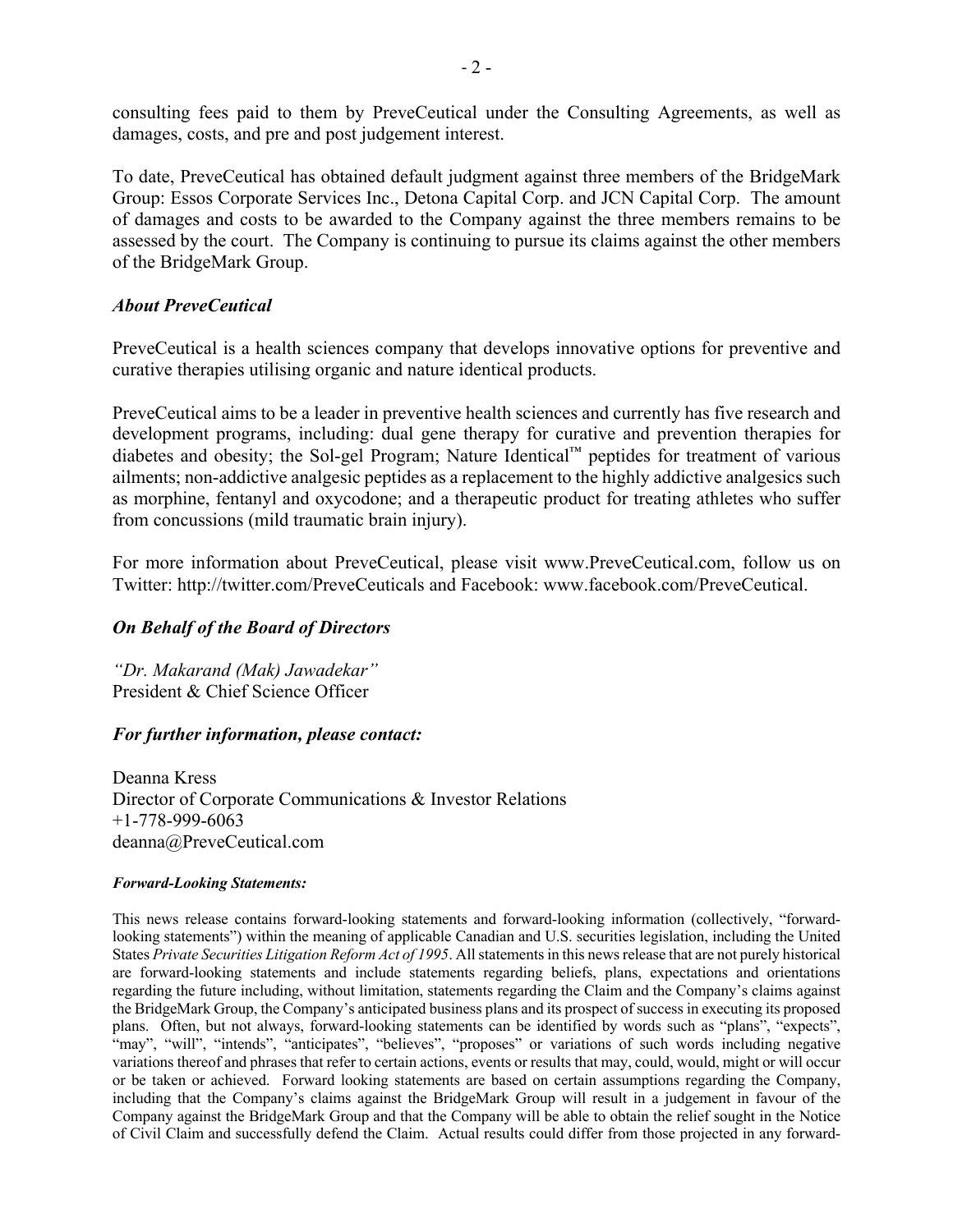consulting fees paid to them by PreveCeutical under the Consulting Agreements, as well as damages, costs, and pre and post judgement interest.

To date, PreveCeutical has obtained default judgment against three members of the BridgeMark Group: Essos Corporate Services Inc., Detona Capital Corp. and JCN Capital Corp. The amount of damages and costs to be awarded to the Company against the three members remains to be assessed by the court. The Company is continuing to pursue its claims against the other members of the BridgeMark Group.

***About PreveCeutical***

PreveCeutical is a health sciences company that develops innovative options for preventive and curative therapies utilising organic and nature identical products.

PreveCeutical aims to be a leader in preventive health sciences and currently has five research and development programs, including: dual gene therapy for curative and prevention therapies for diabetes and obesity; the Sol-gel Program; Nature Identical™ peptides for treatment of various ailments; non-addictive analgesic peptides as a replacement to the highly addictive analgesics such as morphine, fentanyl and oxycodone; and a therapeutic product for treating athletes who suffer from concussions (mild traumatic brain injury).

For more information about PreveCeutical, please visit www.PreveCeutical.com, follow us on Twitter: http://twitter.com/PreveCeuticals and Facebook: www.facebook.com/PreveCeutical.

## *On Behalf of the Board of Directors*

*"Dr. Makarand (Mak) Jawadekar"*
President & Chief Science Officer

## *For further information, please contact:*

Deanna Kress
Director of Corporate Communications & Investor Relations
+1-778-999-6063
deanna@PreveCeutical.com

***Forward-Looking Statements:***

This news release contains forward-looking statements and forward-looking information (collectively, "forward-looking statements") within the meaning of applicable Canadian and U.S. securities legislation, including the United States *Private Securities Litigation Reform Act of 1995*. All statements in this news release that are not purely historical are forward-looking statements and include statements regarding beliefs, plans, expectations and orientations regarding the future including, without limitation, statements regarding the Claim and the Company's claims against the BridgeMark Group, the Company's anticipated business plans and its prospect of success in executing its proposed plans. Often, but not always, forward-looking statements can be identified by words such as "plans", "expects", "may", "will", "intends", "anticipates", "believes", "proposes" or variations of such words including negative variations thereof and phrases that refer to certain actions, events or results that may, could, would, might or will occur or be taken or achieved. Forward looking statements are based on certain assumptions regarding the Company, including that the Company's claims against the BridgeMark Group will result in a judgement in favour of the Company against the BridgeMark Group and that the Company will be able to obtain the relief sought in the Notice of Civil Claim and successfully defend the Claim. Actual results could differ from those projected in any forward-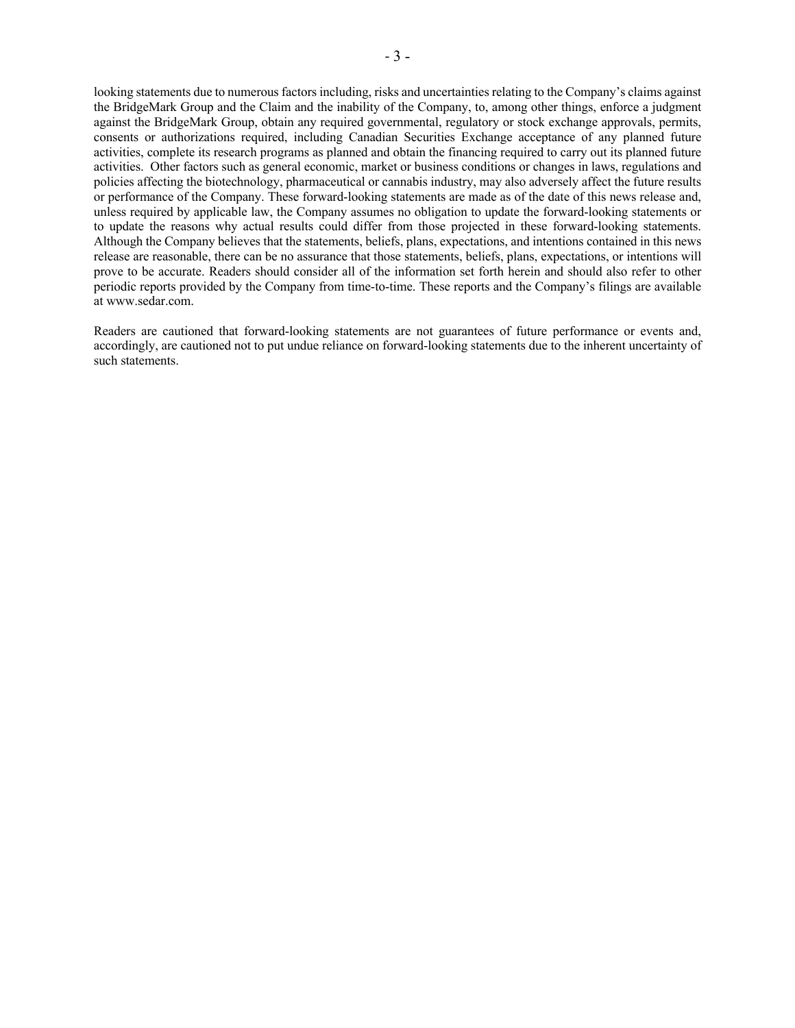looking statements due to numerous factors including, risks and uncertainties relating to the Company's claims against the BridgeMark Group and the Claim and the inability of the Company, to, among other things, enforce a judgment against the BridgeMark Group, obtain any required governmental, regulatory or stock exchange approvals, permits, consents or authorizations required, including Canadian Securities Exchange acceptance of any planned future activities, complete its research programs as planned and obtain the financing required to carry out its planned future activities. Other factors such as general economic, market or business conditions or changes in laws, regulations and policies affecting the biotechnology, pharmaceutical or cannabis industry, may also adversely affect the future results or performance of the Company. These forward-looking statements are made as of the date of this news release and, unless required by applicable law, the Company assumes no obligation to update the forward-looking statements or to update the reasons why actual results could differ from those projected in these forward-looking statements. Although the Company believes that the statements, beliefs, plans, expectations, and intentions contained in this news release are reasonable, there can be no assurance that those statements, beliefs, plans, expectations, or intentions will prove to be accurate. Readers should consider all of the information set forth herein and should also refer to other periodic reports provided by the Company from time-to-time. These reports and the Company's filings are available at www.sedar.com.

Readers are cautioned that forward-looking statements are not guarantees of future performance or events and, accordingly, are cautioned not to put undue reliance on forward-looking statements due to the inherent uncertainty of such statements.